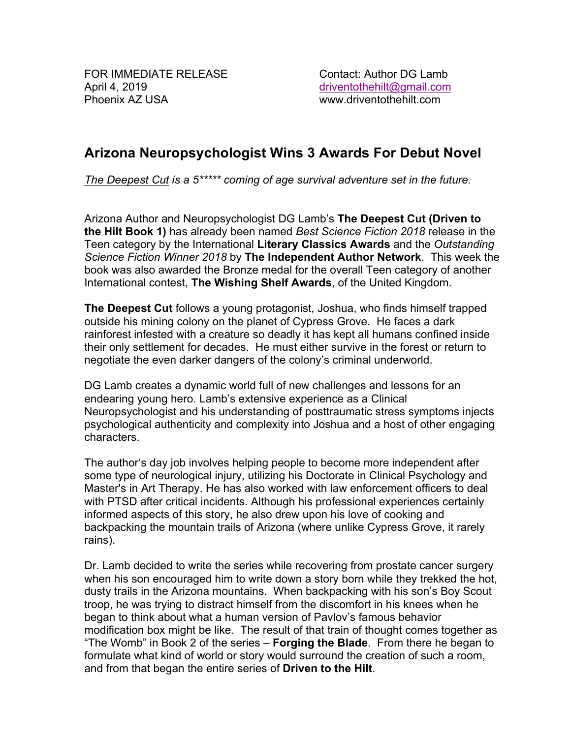FOR IMMEDIATE RELEASE
April 4, 2019
Phoenix AZ USA

Contact: Author DG Lamb
driventothehilt@gmail.com
www.driventothehilt.com

## Arizona Neuropsychologist Wins 3 Awards For Debut Novel

*The Deepest Cut is a 5***** coming of age survival adventure set in the future.*

Arizona Author and Neuropsychologist DG Lamb's **The Deepest Cut (Driven to the Hilt Book 1)** has already been named *Best Science Fiction 2018* release in the Teen category by the International **Literary Classics Awards** and the *Outstanding Science Fiction Winner 2018* by **The Independent Author Network**. This week the book was also awarded the Bronze medal for the overall Teen category of another International contest, **The Wishing Shelf Awards**, of the United Kingdom.

**The Deepest Cut** follows a young protagonist, Joshua, who finds himself trapped outside his mining colony on the planet of Cypress Grove. He faces a dark rainforest infested with a creature so deadly it has kept all humans confined inside their only settlement for decades. He must either survive in the forest or return to negotiate the even darker dangers of the colony's criminal underworld.

DG Lamb creates a dynamic world full of new challenges and lessons for an endearing young hero. Lamb's extensive experience as a Clinical Neuropsychologist and his understanding of posttraumatic stress symptoms injects psychological authenticity and complexity into Joshua and a host of other engaging characters.

The author's day job involves helping people to become more independent after some type of neurological injury, utilizing his Doctorate in Clinical Psychology and Master's in Art Therapy. He has also worked with law enforcement officers to deal with PTSD after critical incidents. Although his professional experiences certainly informed aspects of this story, he also drew upon his love of cooking and backpacking the mountain trails of Arizona (where unlike Cypress Grove, it rarely rains).

Dr. Lamb decided to write the series while recovering from prostate cancer surgery when his son encouraged him to write down a story born while they trekked the hot, dusty trails in the Arizona mountains. When backpacking with his son's Boy Scout troop, he was trying to distract himself from the discomfort in his knees when he began to think about what a human version of Pavlov's famous behavior modification box might be like. The result of that train of thought comes together as "The Womb" in Book 2 of the series – **Forging the Blade**. From there he began to formulate what kind of world or story would surround the creation of such a room, and from that began the entire series of **Driven to the Hilt**.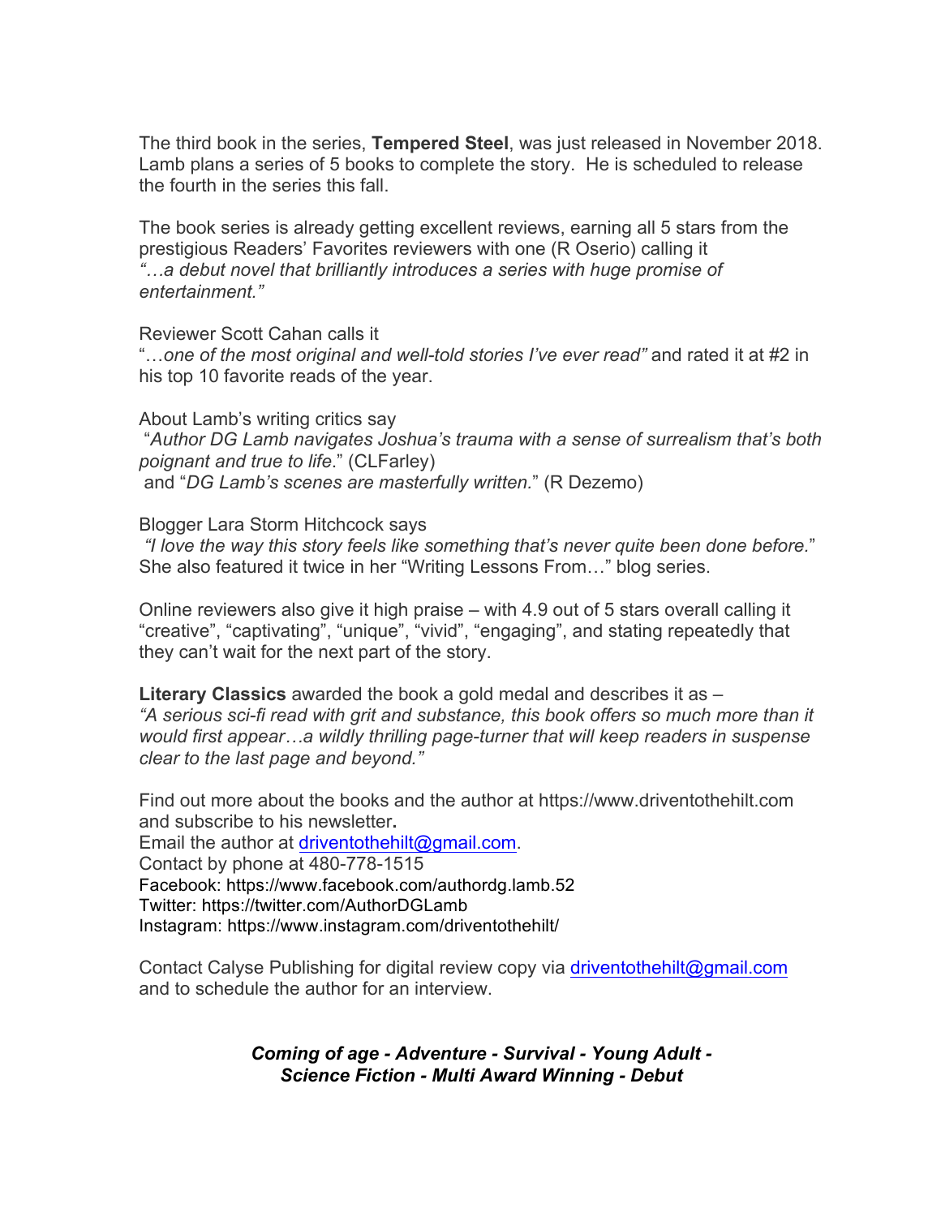The third book in the series, **Tempered Steel**, was just released in November 2018. Lamb plans a series of 5 books to complete the story. He is scheduled to release the fourth in the series this fall.

The book series is already getting excellent reviews, earning all 5 stars from the prestigious Readers' Favorites reviewers with one (R Oserio) calling it *"…a debut novel that brilliantly introduces a series with huge promise of entertainment."*

Reviewer Scott Cahan calls it "*…one of the most original and well-told stories I've ever read"* and rated it at #2 in his top 10 favorite reads of the year.

About Lamb's writing critics say
"*Author DG Lamb navigates Joshua's trauma with a sense of surrealism that's both poignant and true to life*." (CLFarley)
and "*DG Lamb's scenes are masterfully written.*" (R Dezemo)

Blogger Lara Storm Hitchcock says
*"I love the way this story feels like something that's never quite been done before.*" She also featured it twice in her "Writing Lessons From…" blog series.

Online reviewers also give it high praise – with 4.9 out of 5 stars overall calling it "creative", "captivating", "unique", "vivid", "engaging", and stating repeatedly that they can't wait for the next part of the story.

**Literary Classics** awarded the book a gold medal and describes it as –
*"A serious sci-fi read with grit and substance, this book offers so much more than it would first appear…a wildly thrilling page-turner that will keep readers in suspense clear to the last page and beyond."*

Find out more about the books and the author at https://www.driventothehilt.com and subscribe to his newsletter**.**
Email the author at driventothehilt@gmail.com.
Contact by phone at 480-778-1515
Facebook: https://www.facebook.com/authordg.lamb.52
Twitter: https://twitter.com/AuthorDGLamb
Instagram: https://www.instagram.com/driventothehilt/

Contact Calyse Publishing for digital review copy via driventothehilt@gmail.com and to schedule the author for an interview.

***Coming of age - Adventure - Survival - Young Adult - Science Fiction - Multi Award Winning - Debut***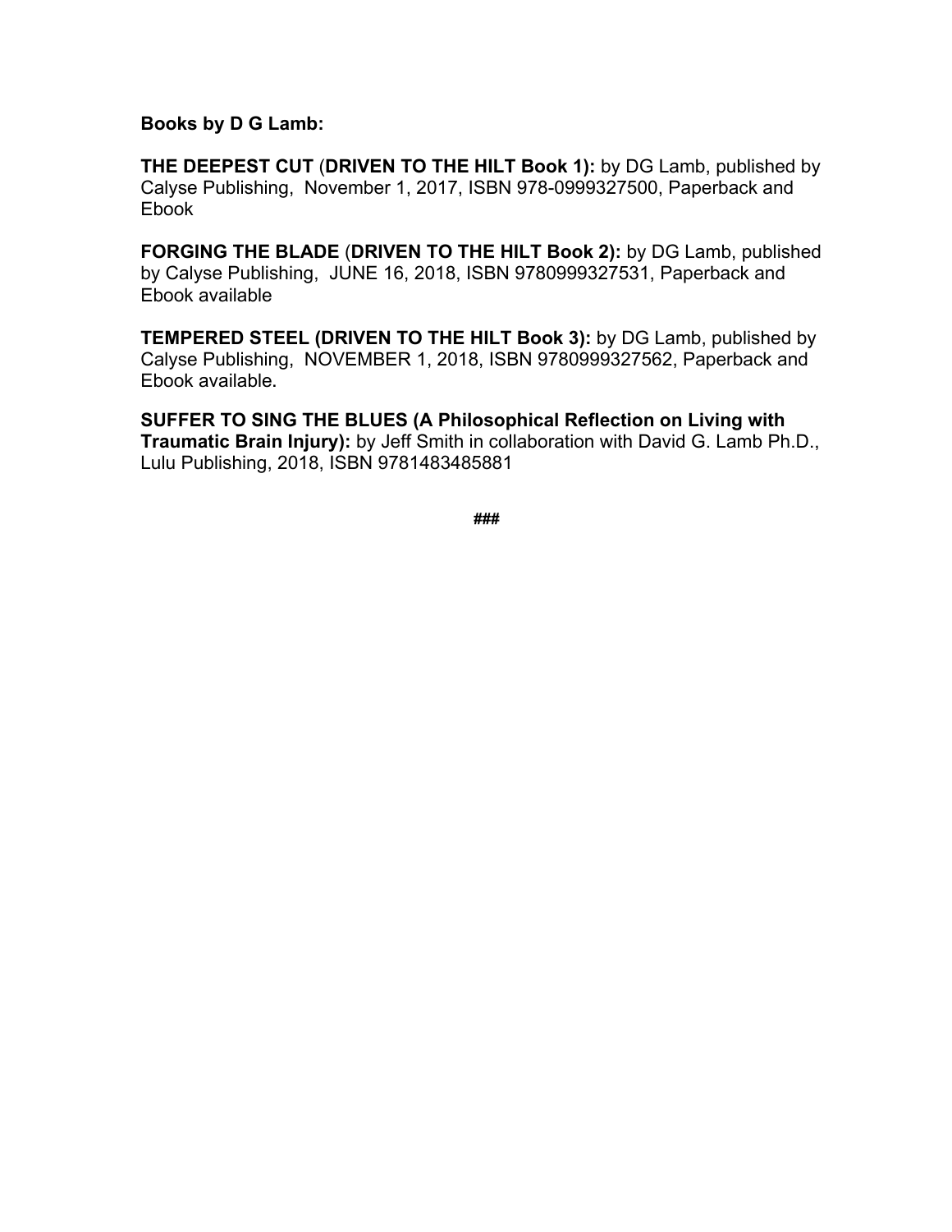**Books by D G Lamb:**

**THE DEEPEST CUT** (**DRIVEN TO THE HILT Book 1):** by DG Lamb, published by Calyse Publishing, November 1, 2017, ISBN 978-0999327500, Paperback and Ebook

**FORGING THE BLADE** (**DRIVEN TO THE HILT Book 2):** by DG Lamb, published by Calyse Publishing, JUNE 16, 2018, ISBN 9780999327531, Paperback and Ebook available

**TEMPERED STEEL (DRIVEN TO THE HILT Book 3):** by DG Lamb, published by Calyse Publishing, NOVEMBER 1, 2018, ISBN 9780999327562, Paperback and Ebook available.

**SUFFER TO SING THE BLUES (A Philosophical Reflection on Living with Traumatic Brain Injury):** by Jeff Smith in collaboration with David G. Lamb Ph.D., Lulu Publishing, 2018, ISBN 9781483485881

**###**